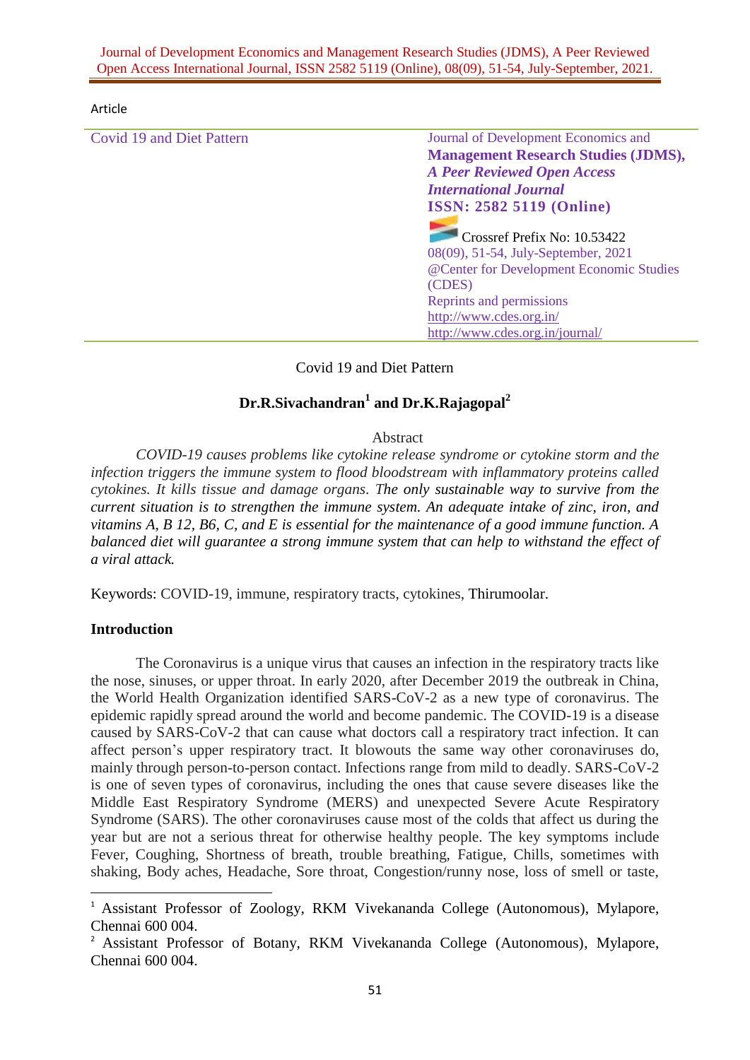Article

| Covid 19 and Diet Pattern | Journal of Development Economics and **Management Research Studies (JDMS),** ***A Peer Reviewed Open Access International Journal*** **ISSN: 2582 5119 (Online)** Crossref Prefix No: 10.53422 08(09), 51-54, July-September, 2021 @Center for Development Economic Studies (CDES) Reprints and permissions http://www.cdes.org.in/ http://www.cdes.org.in/journal/ |
|---|---|

# Covid 19 and Diet Pattern

**Dr.R.Sivachandran[1] and Dr.K.Rajagopal[2]**

## Abstract

*COVID-19 causes problems like cytokine release syndrome or cytokine storm and the infection triggers the immune system to flood bloodstream with inflammatory proteins called cytokines. It kills tissue and damage organs. The only sustainable way to survive from the current situation is to strengthen the immune system. An adequate intake of zinc, iron, and vitamins A, B 12, B6, C, and E is essential for the maintenance of a good immune function. A balanced diet will guarantee a strong immune system that can help to withstand the effect of a viral attack.*

Keywords: COVID-19, immune, respiratory tracts, cytokines, Thirumoolar.

## Introduction

The Coronavirus is a unique virus that causes an infection in the respiratory tracts like the nose, sinuses, or upper throat. In early 2020, after December 2019 the outbreak in China, the World Health Organization identified SARS-CoV-2 as a new type of coronavirus. The epidemic rapidly spread around the world and become pandemic. The COVID-19 is a disease caused by SARS-CoV-2 that can cause what doctors call a respiratory tract infection. It can affect person's upper respiratory tract. It blowouts the same way other coronaviruses do, mainly through person-to-person contact. Infections range from mild to deadly. SARS-CoV-2 is one of seven types of coronavirus, including the ones that cause severe diseases like the Middle East Respiratory Syndrome (MERS) and unexpected Severe Acute Respiratory Syndrome (SARS). The other coronaviruses cause most of the colds that affect us during the year but are not a serious threat for otherwise healthy people. The key symptoms include Fever, Coughing, Shortness of breath, trouble breathing, Fatigue, Chills, sometimes with shaking, Body aches, Headache, Sore throat, Congestion/runny nose, loss of smell or taste,

---

[1] Assistant Professor of Zoology, RKM Vivekananda College (Autonomous), Mylapore, Chennai 600 004.

[2] Assistant Professor of Botany, RKM Vivekananda College (Autonomous), Mylapore, Chennai 600 004.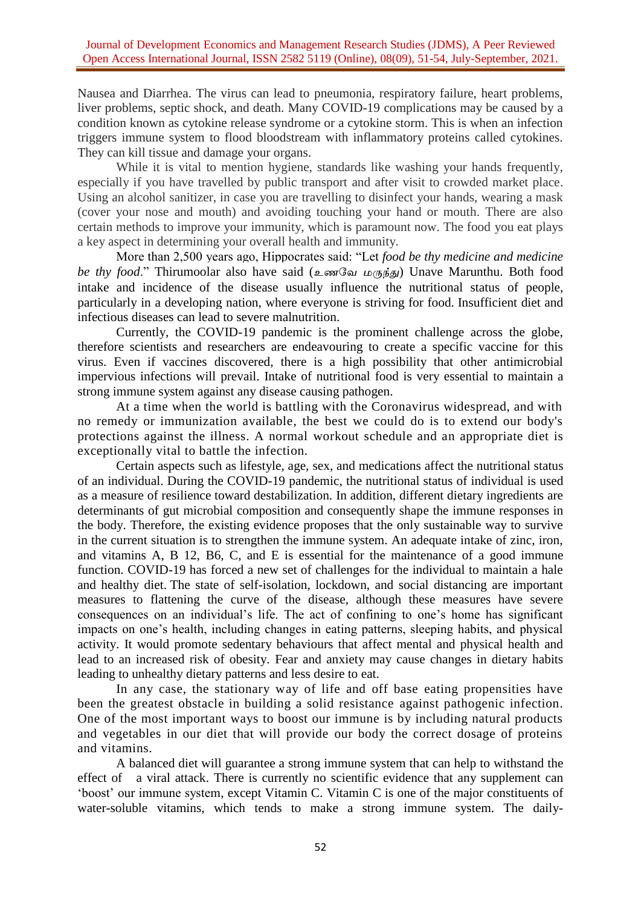Nausea and Diarrhea. The virus can lead to pneumonia, respiratory failure, heart problems, liver problems, septic shock, and death. Many COVID-19 complications may be caused by a condition known as cytokine release syndrome or a cytokine storm. This is when an infection triggers immune system to flood bloodstream with inflammatory proteins called cytokines. They can kill tissue and damage your organs.

While it is vital to mention hygiene, standards like washing your hands frequently, especially if you have travelled by public transport and after visit to crowded market place. Using an alcohol sanitizer, in case you are travelling to disinfect your hands, wearing a mask (cover your nose and mouth) and avoiding touching your hand or mouth. There are also certain methods to improve your immunity, which is paramount now. The food you eat plays a key aspect in determining your overall health and immunity.

More than 2,500 years ago, Hippocrates said: "Let *food be thy medicine and medicine be thy food*." Thirumoolar also have said (*உணவே மருந்து*) Unave Marunthu. Both food intake and incidence of the disease usually influence the nutritional status of people, particularly in a developing nation, where everyone is striving for food. Insufficient diet and infectious diseases can lead to severe malnutrition.

Currently, the COVID-19 pandemic is the prominent challenge across the globe, therefore scientists and researchers are endeavouring to create a specific vaccine for this virus. Even if vaccines discovered, there is a high possibility that other antimicrobial impervious infections will prevail. Intake of nutritional food is very essential to maintain a strong immune system against any disease causing pathogen.

At a time when the world is battling with the Coronavirus widespread, and with no remedy or immunization available, the best we could do is to extend our body's protections against the illness. A normal workout schedule and an appropriate diet is exceptionally vital to battle the infection.

Certain aspects such as lifestyle, age, sex, and medications affect the nutritional status of an individual. During the COVID-19 pandemic, the nutritional status of individual is used as a measure of resilience toward destabilization. In addition, different dietary ingredients are determinants of gut microbial composition and consequently shape the immune responses in the body. Therefore, the existing evidence proposes that the only sustainable way to survive in the current situation is to strengthen the immune system. An adequate intake of zinc, iron, and vitamins A, B 12, B6, C, and E is essential for the maintenance of a good immune function. COVID-19 has forced a new set of challenges for the individual to maintain a hale and healthy diet. The state of self-isolation, lockdown, and social distancing are important measures to flattening the curve of the disease, although these measures have severe consequences on an individual's life. The act of confining to one's home has significant impacts on one's health, including changes in eating patterns, sleeping habits, and physical activity. It would promote sedentary behaviours that affect mental and physical health and lead to an increased risk of obesity. Fear and anxiety may cause changes in dietary habits leading to unhealthy dietary patterns and less desire to eat.

In any case, the stationary way of life and off base eating propensities have been the greatest obstacle in building a solid resistance against pathogenic infection. One of the most important ways to boost our immune is by including natural products and vegetables in our diet that will provide our body the correct dosage of proteins and vitamins.

A balanced diet will guarantee a strong immune system that can help to withstand the effect of a viral attack. There is currently no scientific evidence that any supplement can 'boost' our immune system, except Vitamin C. Vitamin C is one of the major constituents of water-soluble vitamins, which tends to make a strong immune system. The daily-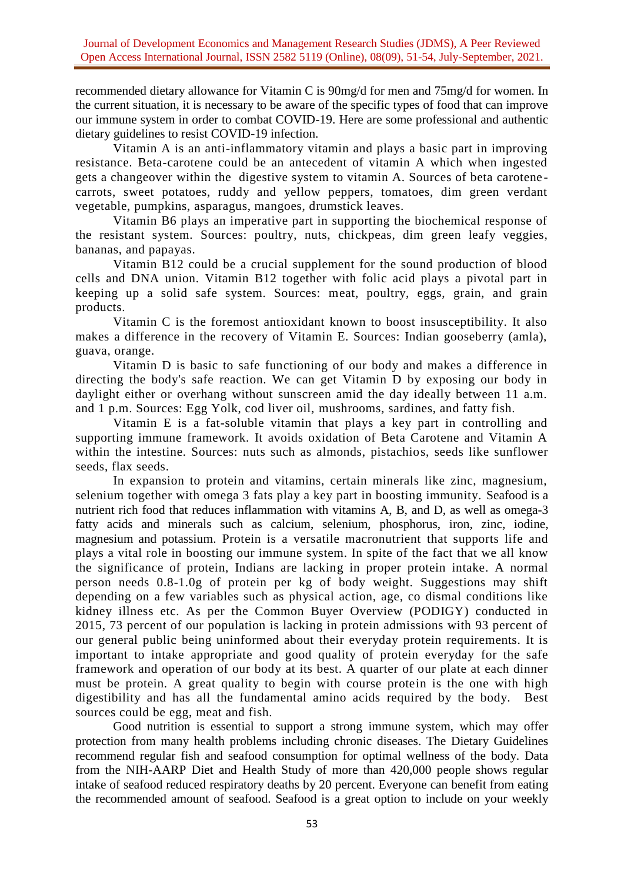recommended dietary allowance for Vitamin C is 90mg/d for men and 75mg/d for women. In the current situation, it is necessary to be aware of the specific types of food that can improve our immune system in order to combat COVID-19. Here are some professional and authentic dietary guidelines to resist COVID-19 infection.

Vitamin A is an anti-inflammatory vitamin and plays a basic part in improving resistance. Beta-carotene could be an antecedent of vitamin A which when ingested gets a changeover within the digestive system to vitamin A. Sources of beta carotene- carrots, sweet potatoes, ruddy and yellow peppers, tomatoes, dim green verdant vegetable, pumpkins, asparagus, mangoes, drumstick leaves.

Vitamin B6 plays an imperative part in supporting the biochemical response of the resistant system. Sources: poultry, nuts, chickpeas, dim green leafy veggies, bananas, and papayas.

Vitamin B12 could be a crucial supplement for the sound production of blood cells and DNA union. Vitamin B12 together with folic acid plays a pivotal part in keeping up a solid safe system. Sources: meat, poultry, eggs, grain, and grain products.

Vitamin C is the foremost antioxidant known to boost insusceptibility. It also makes a difference in the recovery of Vitamin E. Sources: Indian gooseberry (amla), guava, orange.

Vitamin D is basic to safe functioning of our body and makes a difference in directing the body's safe reaction. We can get Vitamin D by exposing our body in daylight either or overhang without sunscreen amid the day ideally between 11 a.m. and 1 p.m. Sources: Egg Yolk, cod liver oil, mushrooms, sardines, and fatty fish.

Vitamin E is a fat-soluble vitamin that plays a key part in controlling and supporting immune framework. It avoids oxidation of Beta Carotene and Vitamin A within the intestine. Sources: nuts such as almonds, pistachios, seeds like sunflower seeds, flax seeds.

In expansion to protein and vitamins, certain minerals like zinc, magnesium, selenium together with omega 3 fats play a key part in boosting immunity. Seafood is a nutrient rich food that reduces inflammation with vitamins A, B, and D, as well as omega-3 fatty acids and minerals such as calcium, selenium, phosphorus, iron, zinc, iodine, magnesium and potassium. Protein is a versatile macronutrient that supports life and plays a vital role in boosting our immune system. In spite of the fact that we all know the significance of protein, Indians are lacking in proper protein intake. A normal person needs 0.8-1.0g of protein per kg of body weight. Suggestions may shift depending on a few variables such as physical action, age, co dismal conditions like kidney illness etc. As per the Common Buyer Overview (PODIGY) conducted in 2015, 73 percent of our population is lacking in protein admissions with 93 percent of our general public being uninformed about their everyday protein requirements. It is important to intake appropriate and good quality of protein everyday for the safe framework and operation of our body at its best. A quarter of our plate at each dinner must be protein. A great quality to begin with course protein is the one with high digestibility and has all the fundamental amino acids required by the body. Best sources could be egg, meat and fish.

Good nutrition is essential to support a strong immune system, which may offer protection from many health problems including chronic diseases. The Dietary Guidelines recommend regular fish and seafood consumption for optimal wellness of the body. Data from the NIH-AARP Diet and Health Study of more than 420,000 people shows regular intake of seafood reduced respiratory deaths by 20 percent. Everyone can benefit from eating the recommended amount of seafood. Seafood is a great option to include on your weekly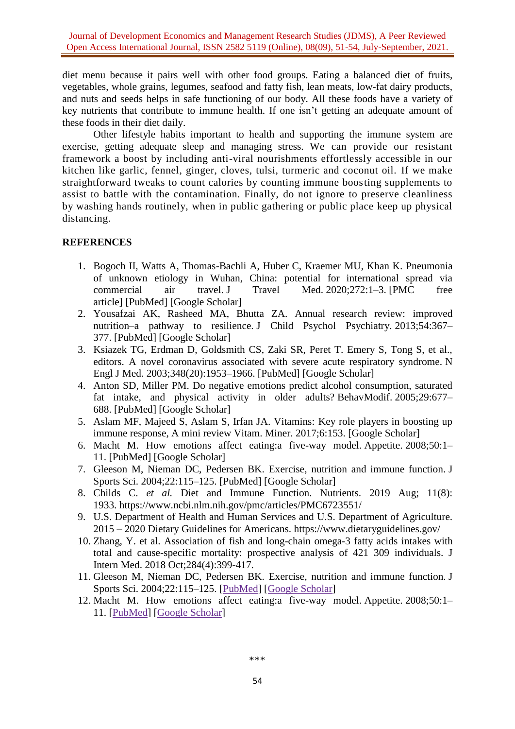diet menu because it pairs well with other food groups. Eating a balanced diet of fruits, vegetables, whole grains, legumes, seafood and fatty fish, lean meats, low-fat dairy products, and nuts and seeds helps in safe functioning of our body. All these foods have a variety of key nutrients that contribute to immune health. If one isn't getting an adequate amount of these foods in their diet daily.

Other lifestyle habits important to health and supporting the immune system are exercise, getting adequate sleep and managing stress. We can provide our resistant framework a boost by including anti-viral nourishments effortlessly accessible in our kitchen like garlic, fennel, ginger, cloves, tulsi, turmeric and coconut oil. If we make straightforward tweaks to count calories by counting immune boosting supplements to assist to battle with the contamination. Finally, do not ignore to preserve cleanliness by washing hands routinely, when in public gathering or public place keep up physical distancing.

## REFERENCES

1. Bogoch II, Watts A, Thomas-Bachli A, Huber C, Kraemer MU, Khan K. Pneumonia of unknown etiology in Wuhan, China: potential for international spread via commercial air travel. J Travel Med. 2020;272:1–3. [PMC free article] [PubMed] [Google Scholar]
2. Yousafzai AK, Rasheed MA, Bhutta ZA. Annual research review: improved nutrition–a pathway to resilience. J Child Psychol Psychiatry. 2013;54:367–377. [PubMed] [Google Scholar]
3. Ksiazek TG, Erdman D, Goldsmith CS, Zaki SR, Peret T. Emery S, Tong S, et al., editors. A novel coronavirus associated with severe acute respiratory syndrome. N Engl J Med. 2003;348(20):1953–1966. [PubMed] [Google Scholar]
4. Anton SD, Miller PM. Do negative emotions predict alcohol consumption, saturated fat intake, and physical activity in older adults? BehavModif. 2005;29:677–688. [PubMed] [Google Scholar]
5. Aslam MF, Majeed S, Aslam S, Irfan JA. Vitamins: Key role players in boosting up immune response, A mini review Vitam. Miner. 2017;6:153. [Google Scholar]
6. Macht M. How emotions affect eating:a five-way model. Appetite. 2008;50:1–11. [PubMed] [Google Scholar]
7. Gleeson M, Nieman DC, Pedersen BK. Exercise, nutrition and immune function. J Sports Sci. 2004;22:115–125. [PubMed] [Google Scholar]
8. Childs C. *et al.* Diet and Immune Function. Nutrients. 2019 Aug; 11(8): 1933. https://www.ncbi.nlm.nih.gov/pmc/articles/PMC6723551/
9. U.S. Department of Health and Human Services and U.S. Department of Agriculture. 2015 – 2020 Dietary Guidelines for Americans. https://www.dietaryguidelines.gov/
10. Zhang, Y. et al. Association of fish and long-chain omega-3 fatty acids intakes with total and cause-specific mortality: prospective analysis of 421 309 individuals. J Intern Med. 2018 Oct;284(4):399-417.
11. Gleeson M, Nieman DC, Pedersen BK. Exercise, nutrition and immune function. J Sports Sci. 2004;22:115–125. [PubMed] [Google Scholar]
12. Macht M. How emotions affect eating:a five-way model. Appetite. 2008;50:1–11. [PubMed] [Google Scholar]

***